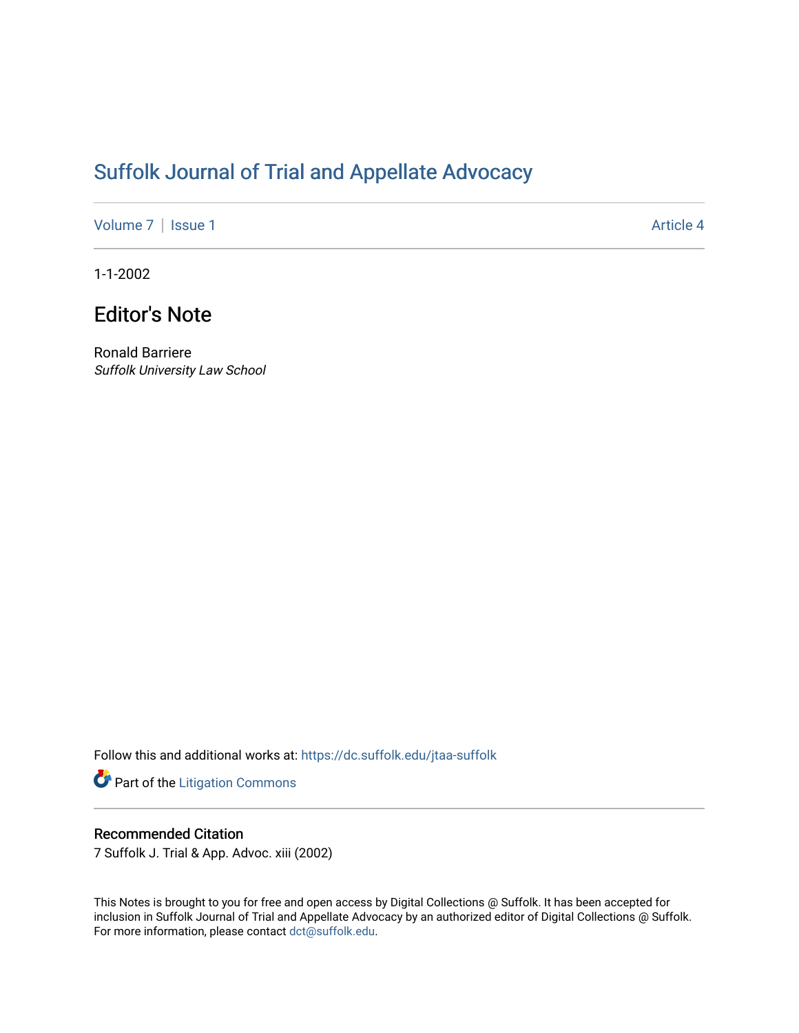# Suffolk Journal of Trial and Appellate Advocacy

Volume 7 | Issue 1 | Article 4

1-1-2002

## Editor's Note

Ronald Barriere
*Suffolk University Law School*

Follow this and additional works at: https://dc.suffolk.edu/jtaa-suffolk

Part of the Litigation Commons

### Recommended Citation

7 Suffolk J. Trial & App. Advoc. xiii (2002)

This Notes is brought to you for free and open access by Digital Collections @ Suffolk. It has been accepted for inclusion in Suffolk Journal of Trial and Appellate Advocacy by an authorized editor of Digital Collections @ Suffolk. For more information, please contact dct@suffolk.edu.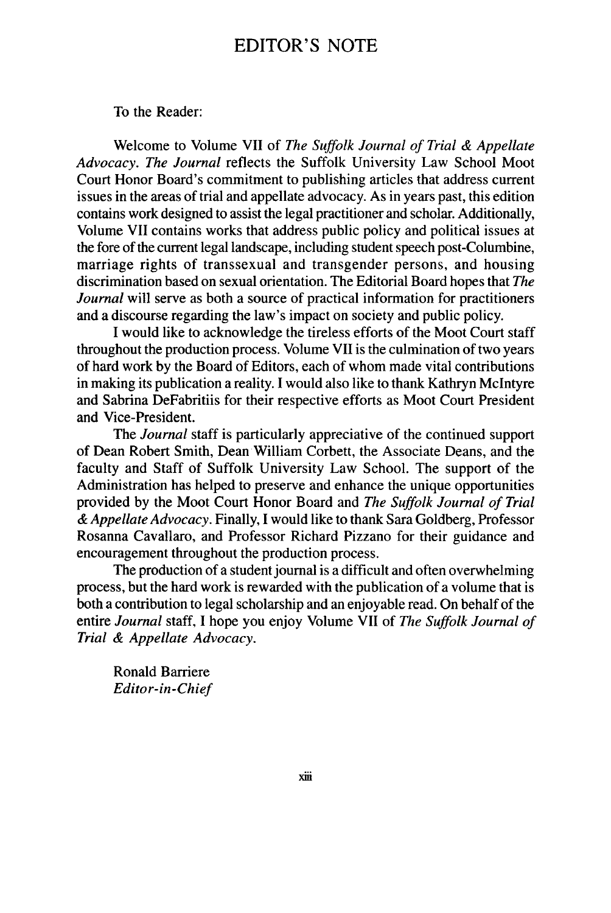# EDITOR'S NOTE

To the Reader:

Welcome to Volume VII of *The Suffolk Journal of Trial & Appellate Advocacy*. *The Journal* reflects the Suffolk University Law School Moot Court Honor Board's commitment to publishing articles that address current issues in the areas of trial and appellate advocacy. As in years past, this edition contains work designed to assist the legal practitioner and scholar. Additionally, Volume VII contains works that address public policy and political issues at the fore of the current legal landscape, including student speech post-Columbine, marriage rights of transsexual and transgender persons, and housing discrimination based on sexual orientation. The Editorial Board hopes that *The Journal* will serve as both a source of practical information for practitioners and a discourse regarding the law's impact on society and public policy.

I would like to acknowledge the tireless efforts of the Moot Court staff throughout the production process. Volume VII is the culmination of two years of hard work by the Board of Editors, each of whom made vital contributions in making its publication a reality. I would also like to thank Kathryn McIntyre and Sabrina DeFabritiis for their respective efforts as Moot Court President and Vice-President.

The *Journal* staff is particularly appreciative of the continued support of Dean Robert Smith, Dean William Corbett, the Associate Deans, and the faculty and Staff of Suffolk University Law School. The support of the Administration has helped to preserve and enhance the unique opportunities provided by the Moot Court Honor Board and *The Suffolk Journal of Trial & Appellate Advocacy*. Finally, I would like to thank Sara Goldberg, Professor Rosanna Cavallaro, and Professor Richard Pizzano for their guidance and encouragement throughout the production process.

The production of a student journal is a difficult and often overwhelming process, but the hard work is rewarded with the publication of a volume that is both a contribution to legal scholarship and an enjoyable read. On behalf of the entire *Journal* staff, I hope you enjoy Volume VII of *The Suffolk Journal of Trial & Appellate Advocacy*.

Ronald Barriere
*Editor-in-Chief*